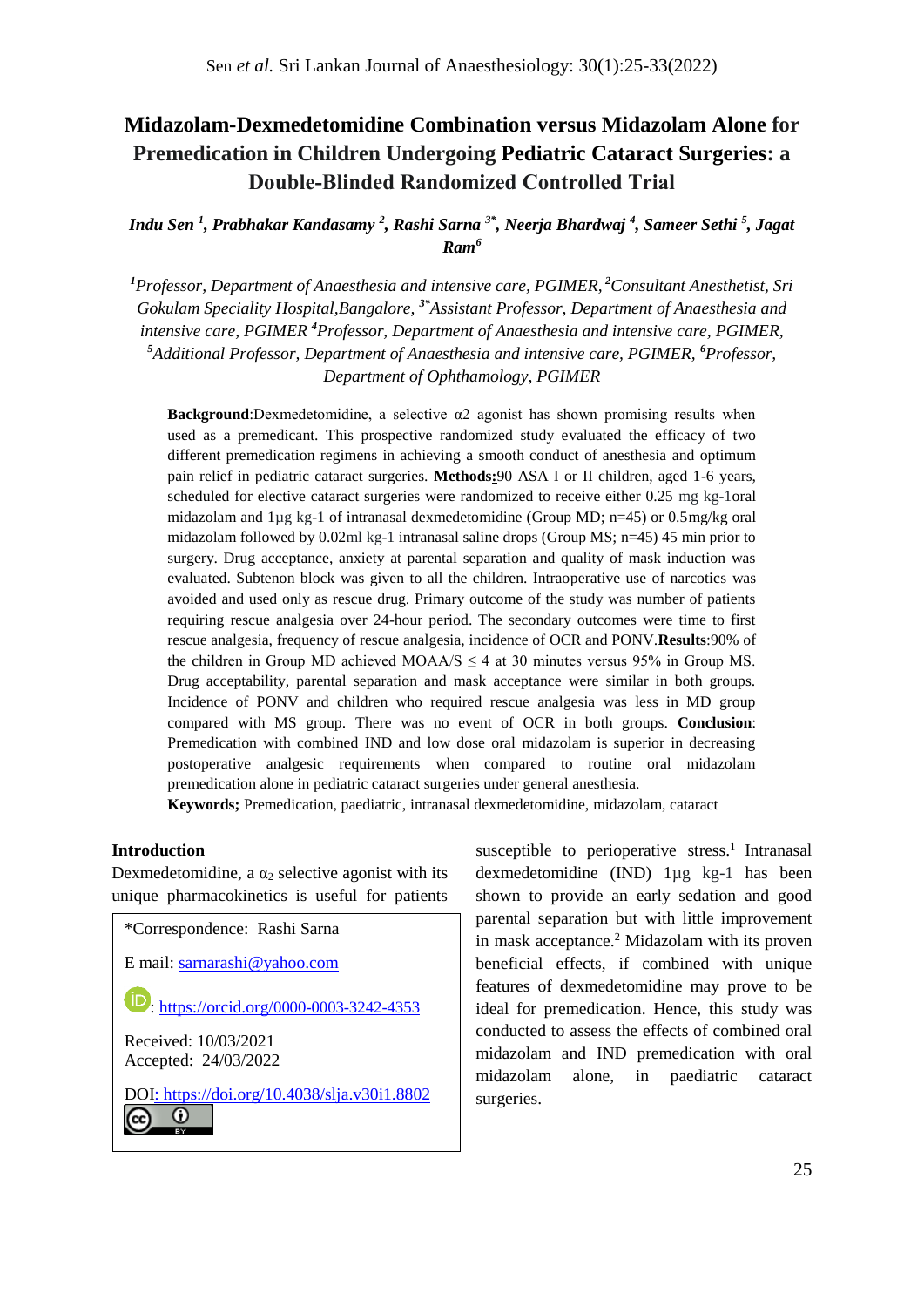# Midazolam-Dexmedetomidine Combination versus Midazolam Alone for Premedication in Children Undergoing Pediatric Cataract Surgeries: a Double-Blinded Randomized Controlled Trial

***Indu Sen [1], Prabhakar Kandasamy [2], Rashi Sarna [3*], Neerja Bhardwaj [4], Sameer Sethi [5], Jagat Ram [6]***

*[1]Professor, Department of Anaesthesia and intensive care, PGIMER, [2]Consultant Anesthetist, Sri Gokulam Speciality Hospital,Bangalore, [3*]Assistant Professor, Department of Anaesthesia and intensive care, PGIMER [4]Professor, Department of Anaesthesia and intensive care, PGIMER, [5]Additional Professor, Department of Anaesthesia and intensive care, PGIMER, [6]Professor, Department of Ophthamology, PGIMER*

**Background**:Dexmedetomidine, a selective α2 agonist has shown promising results when used as a premedicant. This prospective randomized study evaluated the efficacy of two different premedication regimens in achieving a smooth conduct of anesthesia and optimum pain relief in pediatric cataract surgeries. **Methods:**90 ASA I or II children, aged 1-6 years, scheduled for elective cataract surgeries were randomized to receive either 0.25 mg kg-1oral midazolam and 1µg kg-1 of intranasal dexmedetomidine (Group MD; n=45) or 0.5mg/kg oral midazolam followed by 0.02ml kg-1 intranasal saline drops (Group MS; n=45) 45 min prior to surgery. Drug acceptance, anxiety at parental separation and quality of mask induction was evaluated. Subtenon block was given to all the children. Intraoperative use of narcotics was avoided and used only as rescue drug. Primary outcome of the study was number of patients requiring rescue analgesia over 24-hour period. The secondary outcomes were time to first rescue analgesia, frequency of rescue analgesia, incidence of OCR and PONV.**Results**:90% of the children in Group MD achieved MOAA/S $\leq$ 4 at 30 minutes versus 95% in Group MS. Drug acceptability, parental separation and mask acceptance were similar in both groups. Incidence of PONV and children who required rescue analgesia was less in MD group compared with MS group. There was no event of OCR in both groups. **Conclusion**: Premedication with combined IND and low dose oral midazolam is superior in decreasing postoperative analgesic requirements when compared to routine oral midazolam premedication alone in pediatric cataract surgeries under general anesthesia.

**Keywords;** Premedication, paediatric, intranasal dexmedetomidine, midazolam, cataract

## Introduction

Dexmedetomidine, a $\alpha_2$ selective agonist with its unique pharmacokinetics is useful for patients susceptible to perioperative stress.[1] Intranasal dexmedetomidine (IND) 1µg kg-1 has been shown to provide an early sedation and good parental separation but with little improvement in mask acceptance.[2] Midazolam with its proven beneficial effects, if combined with unique features of dexmedetomidine may prove to be ideal for premedication. Hence, this study was conducted to assess the effects of combined oral midazolam and IND premedication with oral midazolam alone, in paediatric cataract surgeries.

*Correspondence: Rashi Sarna

E mail: sarnarashi@yahoo.com

: https://orcid.org/0000-0003-3242-4353

Received: 10/03/2021

Accepted: 24/03/2022

DOI: https://doi.org/10.4038/slja.v30i1.8802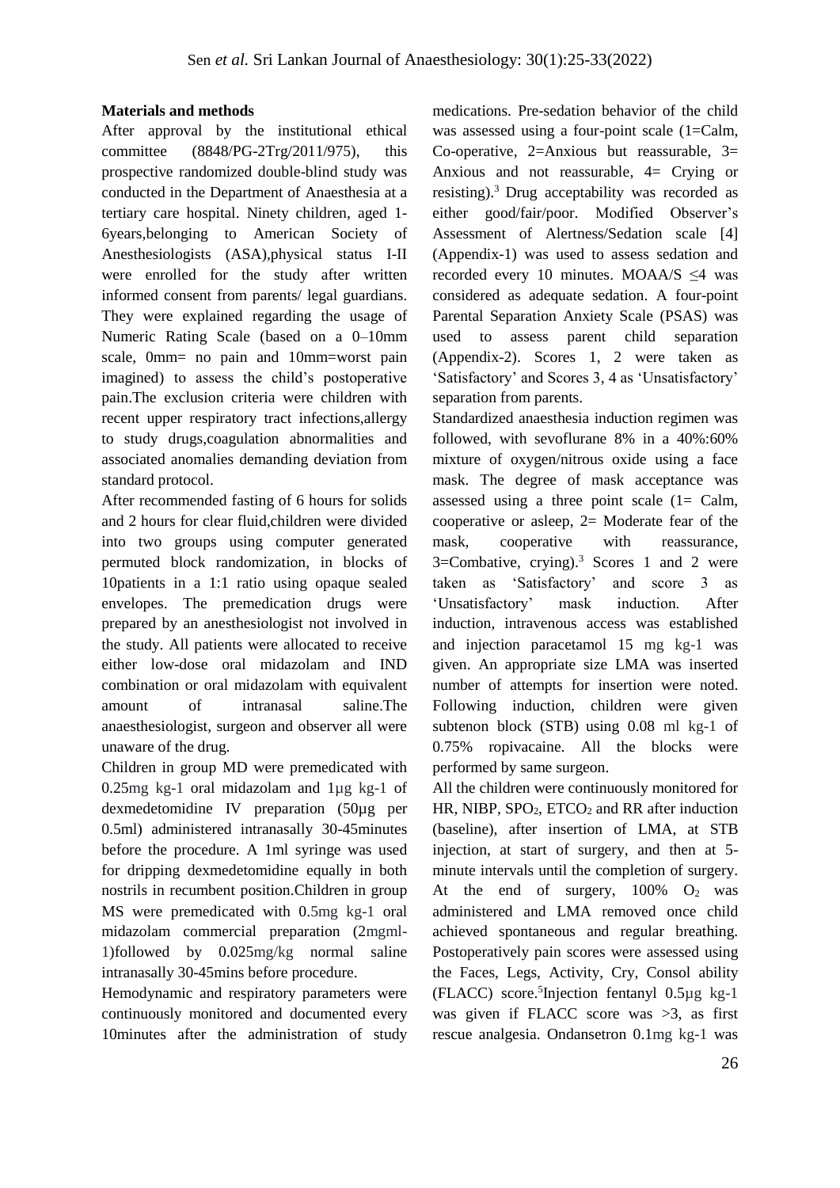**Materials and methods**

After approval by the institutional ethical committee (8848/PG-2Trg/2011/975), this prospective randomized double-blind study was conducted in the Department of Anaesthesia at a tertiary care hospital. Ninety children, aged 1-6years,belonging to American Society of Anesthesiologists (ASA),physical status I-II were enrolled for the study after written informed consent from parents/ legal guardians. They were explained regarding the usage of Numeric Rating Scale (based on a 0–10mm scale, 0mm= no pain and 10mm=worst pain imagined) to assess the child's postoperative pain.The exclusion criteria were children with recent upper respiratory tract infections,allergy to study drugs,coagulation abnormalities and associated anomalies demanding deviation from standard protocol.

After recommended fasting of 6 hours for solids and 2 hours for clear fluid,children were divided into two groups using computer generated permuted block randomization, in blocks of 10patients in a 1:1 ratio using opaque sealed envelopes. The premedication drugs were prepared by an anesthesiologist not involved in the study. All patients were allocated to receive either low-dose oral midazolam and IND combination or oral midazolam with equivalent amount of intranasal saline.The anaesthesiologist, surgeon and observer all were unaware of the drug.

Children in group MD were premedicated with 0.25mg kg-1 oral midazolam and 1µg kg-1 of dexmedetomidine IV preparation (50µg per 0.5ml) administered intranasally 30-45minutes before the procedure. A 1ml syringe was used for dripping dexmedetomidine equally in both nostrils in recumbent position.Children in group MS were premedicated with 0.5mg kg-1 oral midazolam commercial preparation (2mgml-1)followed by 0.025mg/kg normal saline intranasally 30-45mins before procedure.

Hemodynamic and respiratory parameters were continuously monitored and documented every 10minutes after the administration of study medications. Pre-sedation behavior of the child was assessed using a four-point scale (1=Calm, Co-operative, 2=Anxious but reassurable, 3= Anxious and not reassurable, 4= Crying or resisting).[3] Drug acceptability was recorded as either good/fair/poor. Modified Observer's Assessment of Alertness/Sedation scale [4] (Appendix-1) was used to assess sedation and recorded every 10 minutes. MOAA/S ≤4 was considered as adequate sedation. A four-point Parental Separation Anxiety Scale (PSAS) was used to assess parent child separation (Appendix-2). Scores 1, 2 were taken as 'Satisfactory' and Scores 3, 4 as 'Unsatisfactory' separation from parents.

Standardized anaesthesia induction regimen was followed, with sevoflurane 8% in a 40%:60% mixture of oxygen/nitrous oxide using a face mask. The degree of mask acceptance was assessed using a three point scale (1= Calm, cooperative or asleep, 2= Moderate fear of the mask, cooperative with reassurance, 3=Combative, crying).[3] Scores 1 and 2 were taken as 'Satisfactory' and score 3 as 'Unsatisfactory' mask induction. After induction, intravenous access was established and injection paracetamol 15 mg kg-1 was given. An appropriate size LMA was inserted number of attempts for insertion were noted. Following induction, children were given subtenon block (STB) using 0.08 ml kg-1 of 0.75% ropivacaine. All the blocks were performed by same surgeon.

All the children were continuously monitored for HR, NIBP, $SPO_2$, $ETCO_2$ and RR after induction (baseline), after insertion of LMA, at STB injection, at start of surgery, and then at 5-minute intervals until the completion of surgery. At the end of surgery, 100% $O_2$ was administered and LMA removed once child achieved spontaneous and regular breathing. Postoperatively pain scores were assessed using the Faces, Legs, Activity, Cry, Consol ability (FLACC) score.[5]Injection fentanyl 0.5µg kg-1 was given if FLACC score was >3, as first rescue analgesia. Ondansetron 0.1mg kg-1 was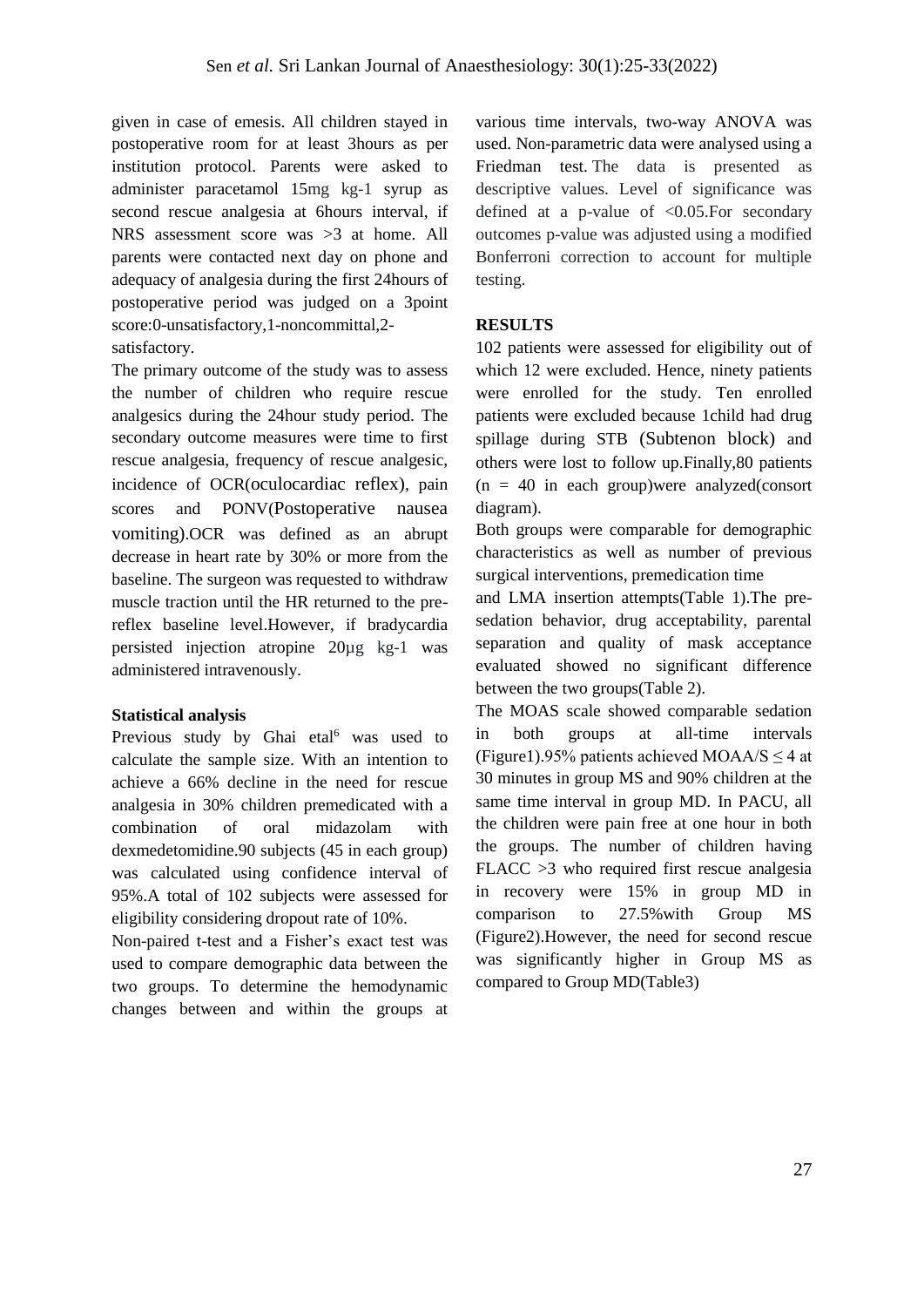given in case of emesis. All children stayed in postoperative room for at least 3hours as per institution protocol. Parents were asked to administer paracetamol 15mg kg-1 syrup as second rescue analgesia at 6hours interval, if NRS assessment score was >3 at home. All parents were contacted next day on phone and adequacy of analgesia during the first 24hours of postoperative period was judged on a 3point score:0-unsatisfactory,1-noncommittal,2-satisfactory.

The primary outcome of the study was to assess the number of children who require rescue analgesics during the 24hour study period. The secondary outcome measures were time to first rescue analgesia, frequency of rescue analgesic, incidence of OCR(oculocardiac reflex), pain scores and PONV(Postoperative nausea vomiting).OCR was defined as an abrupt decrease in heart rate by 30% or more from the baseline. The surgeon was requested to withdraw muscle traction until the HR returned to the pre-reflex baseline level.However, if bradycardia persisted injection atropine 20µg kg-1 was administered intravenously.

**Statistical analysis**

Previous study by Ghai etal[6] was used to calculate the sample size. With an intention to achieve a 66% decline in the need for rescue analgesia in 30% children premedicated with a combination of oral midazolam with dexmedetomidine.90 subjects (45 in each group) was calculated using confidence interval of 95%.A total of 102 subjects were assessed for eligibility considering dropout rate of 10%.

Non-paired t-test and a Fisher's exact test was used to compare demographic data between the two groups. To determine the hemodynamic changes between and within the groups at various time intervals, two-way ANOVA was used. Non-parametric data were analysed using a Friedman test. The data is presented as descriptive values. Level of significance was defined at a p-value of <0.05.For secondary outcomes p-value was adjusted using a modified Bonferroni correction to account for multiple testing.

**RESULTS**

102 patients were assessed for eligibility out of which 12 were excluded. Hence, ninety patients were enrolled for the study. Ten enrolled patients were excluded because 1child had drug spillage during STB (Subtenon block) and others were lost to follow up.Finally,80 patients (n = 40 in each group)were analyzed(consort diagram).

Both groups were comparable for demographic characteristics as well as number of previous surgical interventions, premedication time and LMA insertion attempts(Table 1).The pre-sedation behavior, drug acceptability, parental separation and quality of mask acceptance evaluated showed no significant difference between the two groups(Table 2).

The MOAS scale showed comparable sedation in both groups at all-time intervals (Figure1).95% patients achieved MOAA/S ≤ 4 at 30 minutes in group MS and 90% children at the same time interval in group MD. In PACU, all the children were pain free at one hour in both the groups. The number of children having FLACC >3 who required first rescue analgesia in recovery were 15% in group MD in comparison to 27.5%with Group MS (Figure2).However, the need for second rescue was significantly higher in Group MS as compared to Group MD(Table3)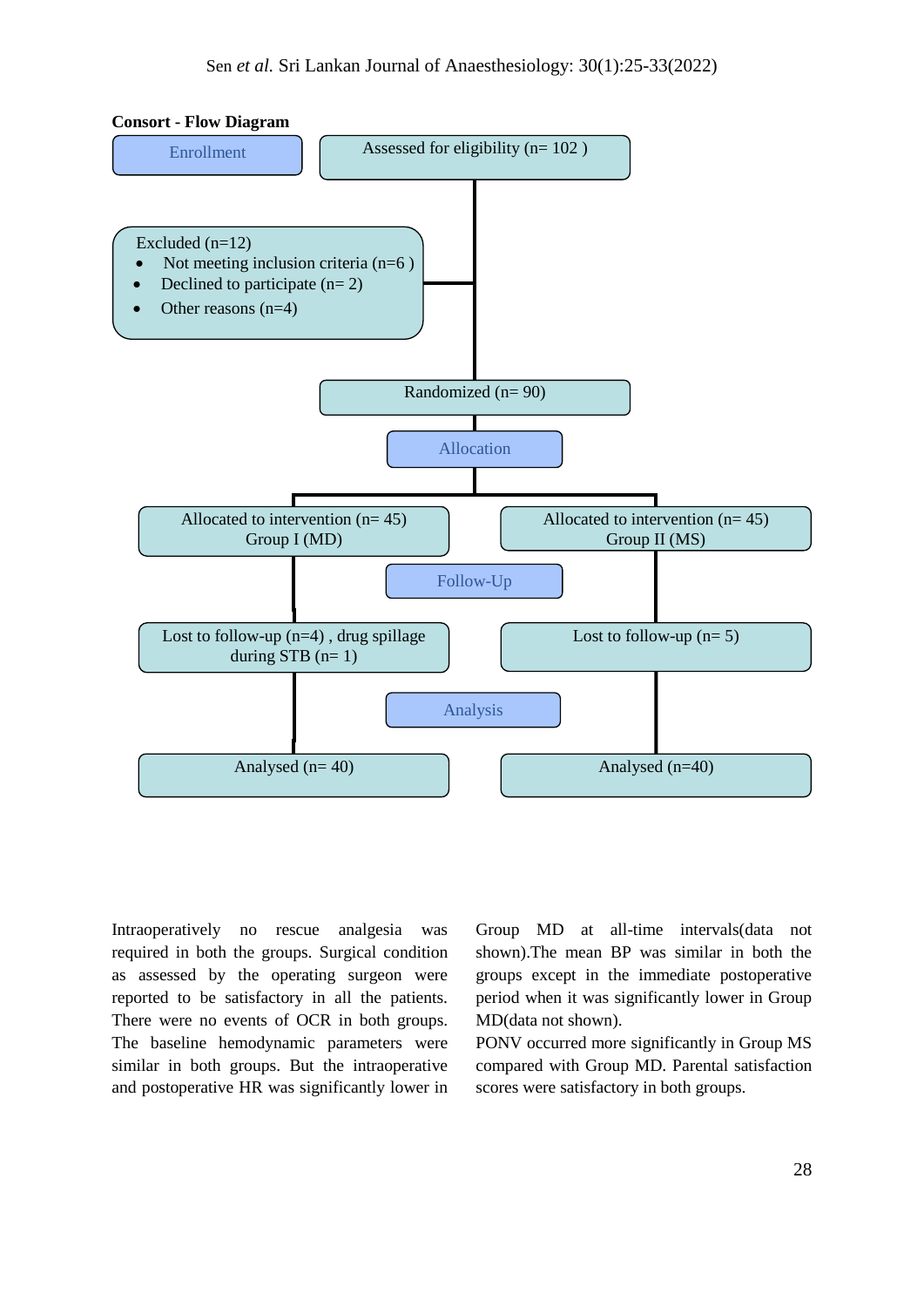**Consort - Flow Diagram**

**Enrollment**

Assessed for eligibility (n= 102 )

Excluded (n=12)

- Not meeting inclusion criteria (n=6 )
- Declined to participate (n= 2)
- Other reasons (n=4)

Randomized (n= 90)

**Allocation**

| Allocated to intervention (n= 45) Group I (MD) | Allocated to intervention (n= 45) Group II (MS) |
|---|---|

**Follow-Up**

| Lost to follow-up (n=4) , drug spillage during STB (n= 1) | Lost to follow-up (n= 5) |
|---|---|

**Analysis**

| Analysed (n= 40) | Analysed (n=40) |
|---|---|

Intraoperatively no rescue analgesia was required in both the groups. Surgical condition as assessed by the operating surgeon were reported to be satisfactory in all the patients. There were no events of OCR in both groups. The baseline hemodynamic parameters were similar in both groups. But the intraoperative and postoperative HR was significantly lower in Group MD at all-time intervals(data not shown).The mean BP was similar in both the groups except in the immediate postoperative period when it was significantly lower in Group MD(data not shown).

PONV occurred more significantly in Group MS compared with Group MD. Parental satisfaction scores were satisfactory in both groups.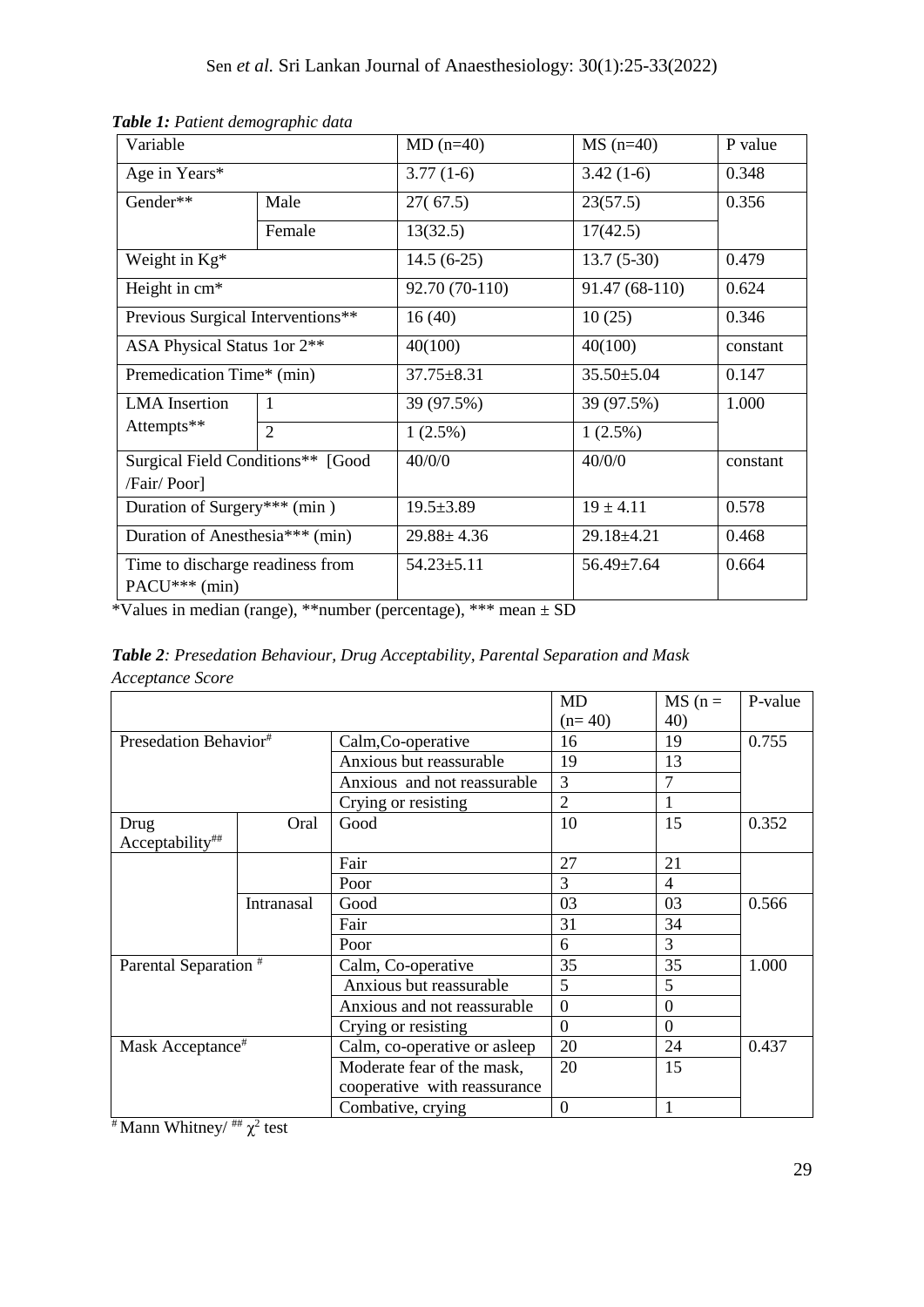***Table 1:*** *Patient demographic data*

| Variable | | MD (n=40) | MS (n=40) | P value |
|---|---|---|---|---|
| Age in Years* | | 3.77 (1-6) | 3.42 (1-6) | 0.348 |
| Gender** | Male | 27( 67.5) | 23(57.5) | 0.356 |
| | Female | 13(32.5) | 17(42.5) | |
| Weight in Kg* | | 14.5 (6-25) | 13.7 (5-30) | 0.479 |
| Height in cm* | | 92.70 (70-110) | 91.47 (68-110) | 0.624 |
| Previous Surgical Interventions** | | 16 (40) | 10 (25) | 0.346 |
| ASA Physical Status 1or 2** | | 40(100) | 40(100) | constant |
| Premedication Time* (min) | | 37.75±8.31 | 35.50±5.04 | 0.147 |
| LMA Insertion Attempts** | 1 | 39 (97.5%) | 39 (97.5%) | 1.000 |
| | 2 | 1 (2.5%) | 1 (2.5%) | |
| Surgical Field Conditions** [Good /Fair/ Poor] | | 40/0/0 | 40/0/0 | constant |
| Duration of Surgery*** (min ) | | 19.5±3.89 | 19 ± 4.11 | 0.578 |
| Duration of Anesthesia*** (min) | | 29.88± 4.36 | 29.18±4.21 | 0.468 |
| Time to discharge readiness from PACU*** (min) | | 54.23±5.11 | 56.49±7.64 | 0.664 |

*Values in median (range), **number (percentage), *** mean ± SD

***Table 2****: Presedation Behaviour, Drug Acceptability, Parental Separation and Mask Acceptance Score*

| | | | MD (n= 40) | MS (n = 40) | P-value |
|---|---|---|---|---|---|
| Presedation Behavior# | | Calm,Co-operative | 16 | 19 | 0.755 |
| | | Anxious but reassurable | 19 | 13 | |
| | | Anxious and not reassurable | 3 | 7 | |
| | | Crying or resisting | 2 | 1 | |
| Drug Acceptability## | Oral | Good | 10 | 15 | 0.352 |
| | | Fair | 27 | 21 | |
| | | Poor | 3 | 4 | |
| | Intranasal | Good | 03 | 03 | 0.566 |
| | | Fair | 31 | 34 | |
| | | Poor | 6 | 3 | |
| Parental Separation # | | Calm, Co-operative | 35 | 35 | 1.000 |
| | | Anxious but reassurable | 5 | 5 | |
| | | Anxious and not reassurable | 0 | 0 | |
| | | Crying or resisting | 0 | 0 | |
| Mask Acceptance# | | Calm, co-operative or asleep | 20 | 24 | 0.437 |
| | | Moderate fear of the mask, cooperative with reassurance | 20 | 15 | |
| | | Combative, crying | 0 | 1 | |

# Mann Whitney/ ## $\chi^2$ test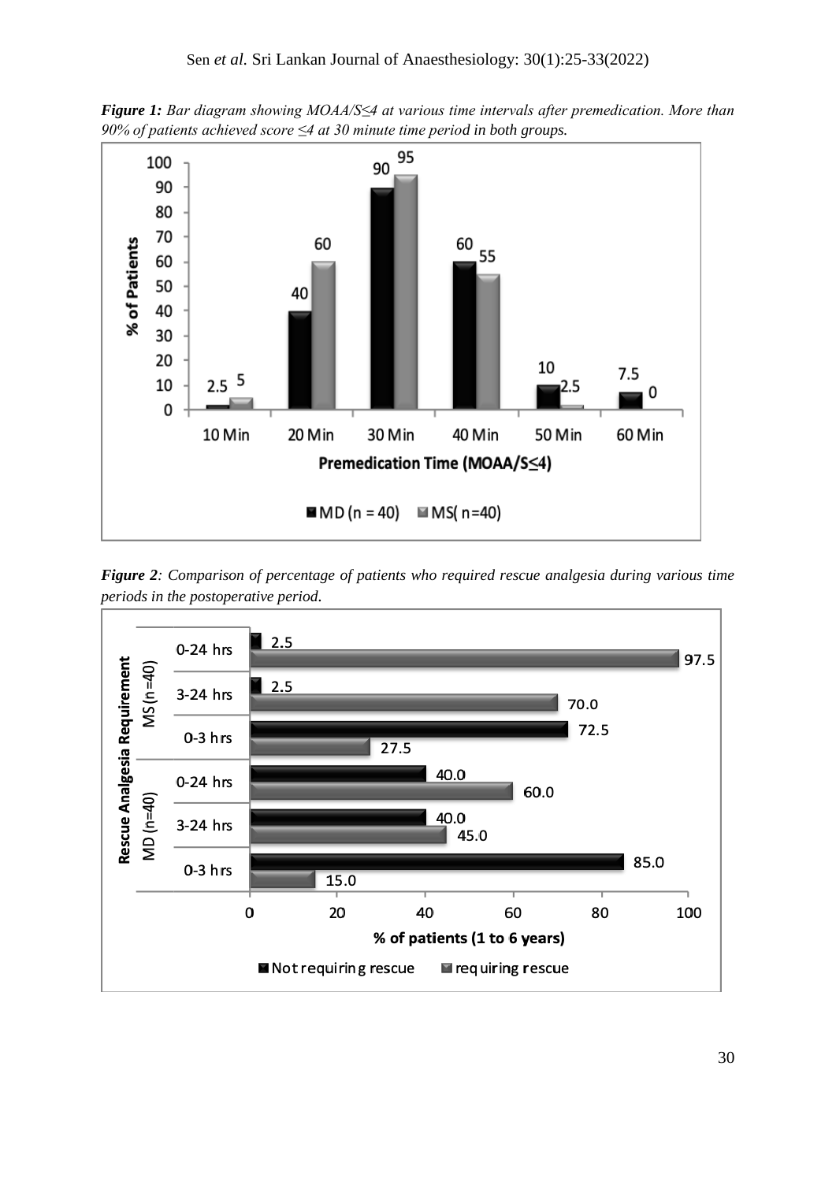***Figure 1:*** *Bar diagram showing MOAA/S≤4 at various time intervals after premedication. More than 90% of patients achieved score ≤4 at 30 minute time period in both groups.*

***Figure 2****: Comparison of percentage of patients who required rescue analgesia during various time periods in the postoperative period.*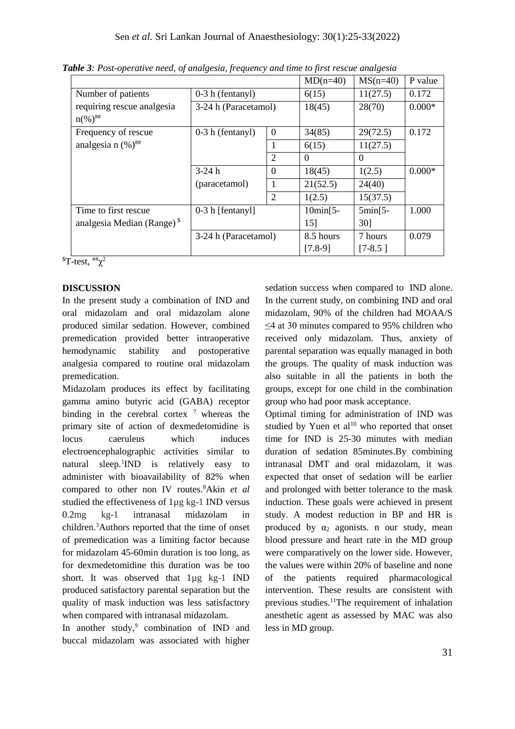***Table 3**: Post-operative need, of analgesia, frequency and time to first rescue analgesia*

| | | | MD(n=40) | MS(n=40) | P value |
|---|---|---|---|---|---|
| Number of patients requiring rescue analgesia n(%)[##] | 0-3 h (fentanyl) | | 6(15) | 11(27.5) | 0.172 |
| | 3-24 h (Paracetamol) | | 18(45) | 28(70) | 0.000* |
| Frequency of rescue analgesia n (%)[##] | 0-3 h (fentanyl) | 0 | 34(85) | 29(72.5) | 0.172 |
| | | 1 | 6(15) | 11(27.5) | |
| | | 2 | 0 | 0 | |
| | 3-24 h (paracetamol) | 0 | 18(45) | 1(2.5) | 0.000* |
| | | 1 | 21(52.5) | 24(40) | |
| | | 2 | 1(2.5) | 15(37.5) | |
| Time to first rescue analgesia Median (Range) [$] | 0-3 h [fentanyl] | | 10min[5-15] | 5min[5-30] | 1.000 |
| | 3-24 h (Paracetamol) | | 8.5 hours [7.8-9] | 7 hours [7-8.5 ] | 0.079 |

[$]T-test, [##]$\chi^2$

## DISCUSSION

In the present study a combination of IND and oral midazolam and oral midazolam alone produced similar sedation. However, combined premedication provided better intraoperative hemodynamic stability and postoperative analgesia compared to routine oral midazolam premedication.

Midazolam produces its effect by facilitating gamma amino butyric acid (GABA) receptor binding in the cerebral cortex [7] whereas the primary site of action of dexmedetomidine is locus caeruleus which induces electroencephalographic activities similar to natural sleep.[1]IND is relatively easy to administer with bioavailability of 82% when compared to other non IV routes.[8]Akin *et al* studied the effectiveness of 1µg kg-1 IND versus 0.2mg kg-1 intranasal midazolam in children.[3]Authors reported that the time of onset of premedication was a limiting factor because for midazolam 45-60min duration is too long, as for dexmedetomidine this duration was be too short. It was observed that 1µg kg-1 IND produced satisfactory parental separation but the quality of mask induction was less satisfactory when compared with intranasal midazolam.

In another study,[9] combination of IND and buccal midazolam was associated with higher sedation success when compared to IND alone. In the current study, on combining IND and oral midazolam, 90% of the children had MOAA/S ≤4 at 30 minutes compared to 95% children who received only midazolam. Thus, anxiety of parental separation was equally managed in both the groups. The quality of mask induction was also suitable in all the patients in both the groups, except for one child in the combination group who had poor mask acceptance.

Optimal timing for administration of IND was studied by Yuen et al[10] who reported that onset time for IND is 25-30 minutes with median duration of sedation 85minutes.By combining intranasal DMT and oral midazolam, it was expected that onset of sedation will be earlier and prolonged with better tolerance to the mask induction. These goals were achieved in present study. A modest reduction in BP and HR is produced by $\alpha_2$ agonists. n our study, mean blood pressure and heart rate in the MD group were comparatively on the lower side. However, the values were within 20% of baseline and none of the patients required pharmacological intervention. These results are consistent with previous studies.[11]The requirement of inhalation anesthetic agent as assessed by MAC was also less in MD group.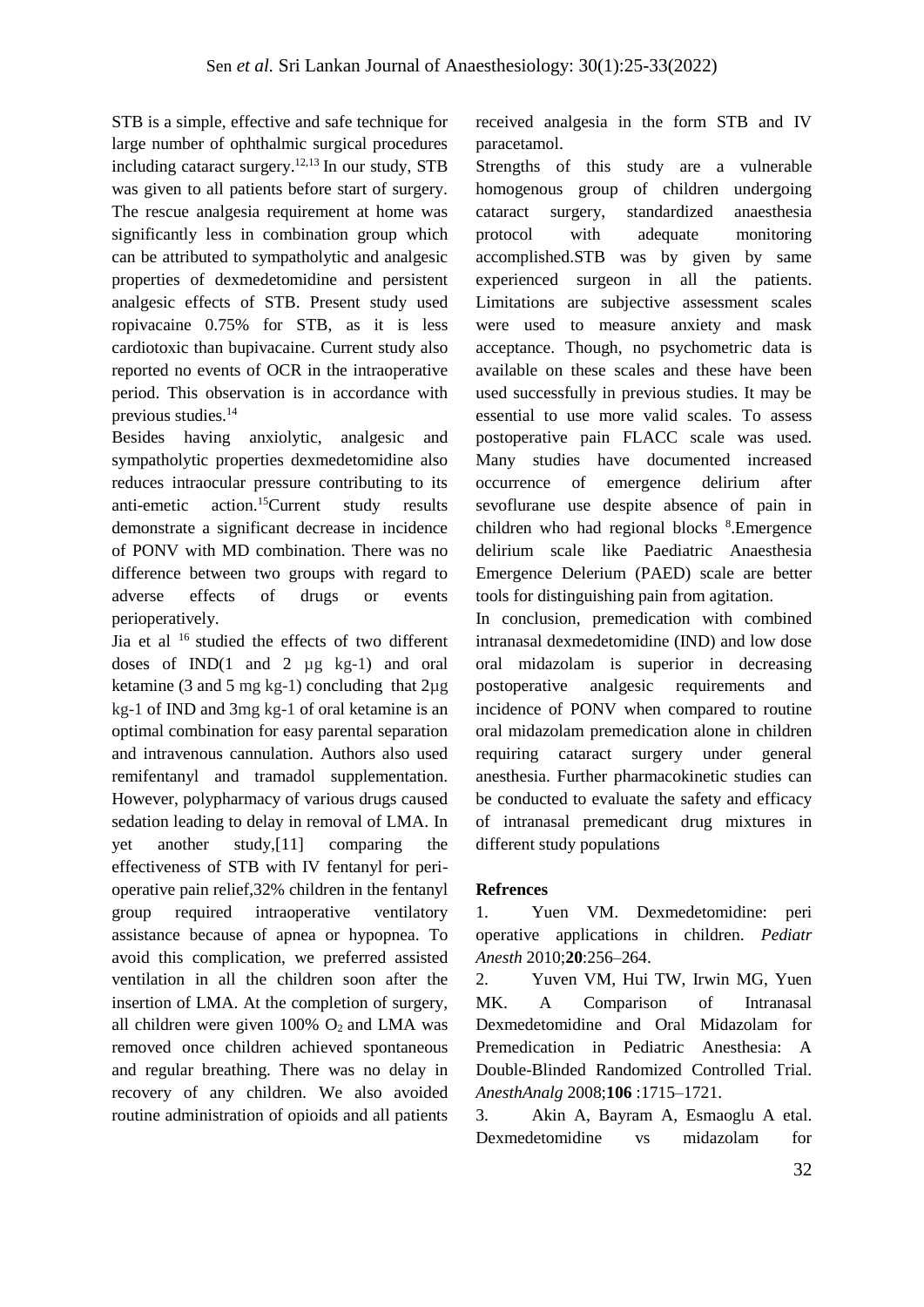STB is a simple, effective and safe technique for large number of ophthalmic surgical procedures including cataract surgery.[12,13] In our study, STB was given to all patients before start of surgery. The rescue analgesia requirement at home was significantly less in combination group which can be attributed to sympatholytic and analgesic properties of dexmedetomidine and persistent analgesic effects of STB. Present study used ropivacaine 0.75% for STB, as it is less cardiotoxic than bupivacaine. Current study also reported no events of OCR in the intraoperative period. This observation is in accordance with previous studies.[14]

Besides having anxiolytic, analgesic and sympatholytic properties dexmedetomidine also reduces intraocular pressure contributing to its anti-emetic action.[15]Current study results demonstrate a significant decrease in incidence of PONV with MD combination. There was no difference between two groups with regard to adverse effects of drugs or events perioperatively.

Jia et al [16] studied the effects of two different doses of IND(1 and 2 µg kg-1) and oral ketamine (3 and 5 mg kg-1) concluding that 2µg kg-1 of IND and 3mg kg-1 of oral ketamine is an optimal combination for easy parental separation and intravenous cannulation. Authors also used remifentanyl and tramadol supplementation. However, polypharmacy of various drugs caused sedation leading to delay in removal of LMA. In yet another study,[11] comparing the effectiveness of STB with IV fentanyl for peri-operative pain relief,32% children in the fentanyl group required intraoperative ventilatory assistance because of apnea or hypopnea. To avoid this complication, we preferred assisted ventilation in all the children soon after the insertion of LMA. At the completion of surgery, all children were given 100% $O_2$ and LMA was removed once children achieved spontaneous and regular breathing. There was no delay in recovery of any children. We also avoided routine administration of opioids and all patients received analgesia in the form STB and IV paracetamol.

Strengths of this study are a vulnerable homogenous group of children undergoing cataract surgery, standardized anaesthesia protocol with adequate monitoring accomplished.STB was by given by same experienced surgeon in all the patients. Limitations are subjective assessment scales were used to measure anxiety and mask acceptance. Though, no psychometric data is available on these scales and these have been used successfully in previous studies. It may be essential to use more valid scales. To assess postoperative pain FLACC scale was used. Many studies have documented increased occurrence of emergence delirium after sevoflurane use despite absence of pain in children who had regional blocks [8].Emergence delirium scale like Paediatric Anaesthesia Emergence Delerium (PAED) scale are better tools for distinguishing pain from agitation.

In conclusion, premedication with combined intranasal dexmedetomidine (IND) and low dose oral midazolam is superior in decreasing postoperative analgesic requirements and incidence of PONV when compared to routine oral midazolam premedication alone in children requiring cataract surgery under general anesthesia. Further pharmacokinetic studies can be conducted to evaluate the safety and efficacy of intranasal premedicant drug mixtures in different study populations

**Refrences**

1. Yuen VM. Dexmedetomidine: peri operative applications in children. *Pediatr Anesth* 2010;**20**:256–264.
2. Yuven VM, Hui TW, Irwin MG, Yuen MK. A Comparison of Intranasal Dexmedetomidine and Oral Midazolam for Premedication in Pediatric Anesthesia: A Double-Blinded Randomized Controlled Trial. *AnesthAnalg* 2008;**106** :1715–1721.
3. Akin A, Bayram A, Esmaoglu A etal. Dexmedetomidine vs midazolam for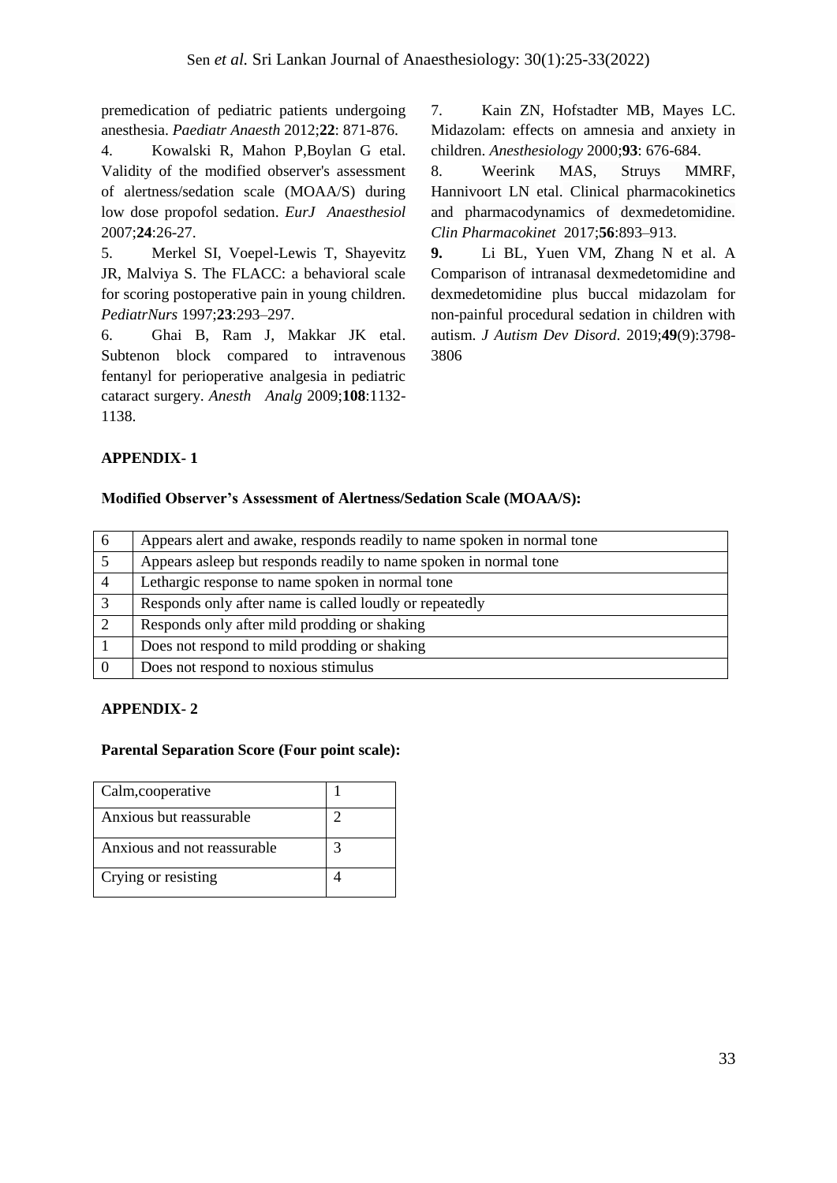premedication of pediatric patients undergoing anesthesia. *Paediatr Anaesth* 2012;**22**: 871-876.

4. Kowalski R, Mahon P,Boylan G etal. Validity of the modified observer's assessment of alertness/sedation scale (MOAA/S) during low dose propofol sedation. *EurJ Anaesthesiol* 2007;**24**:26-27.

5. Merkel SI, Voepel-Lewis T, Shayevitz JR, Malviya S. The FLACC: a behavioral scale for scoring postoperative pain in young children. *PediatrNurs* 1997;**23**:293–297.

6. Ghai B, Ram J, Makkar JK etal. Subtenon block compared to intravenous fentanyl for perioperative analgesia in pediatric cataract surgery. *Anesth Analg* 2009;**108**:1132-1138.

7. Kain ZN, Hofstadter MB, Mayes LC. Midazolam: effects on amnesia and anxiety in children. *Anesthesiology* 2000;**93**: 676-684.

8. Weerink MAS, Struys MMRF, Hannivoort LN etal. Clinical pharmacokinetics and pharmacodynamics of dexmedetomidine. *Clin Pharmacokinet* 2017;**56**:893–913.

**9.** Li BL, Yuen VM, Zhang N et al. A Comparison of intranasal dexmedetomidine and dexmedetomidine plus buccal midazolam for non-painful procedural sedation in children with autism. *J Autism Dev Disord*. 2019;**49**(9):3798-3806

**APPENDIX- 1**

**Modified Observer's Assessment of Alertness/Sedation Scale (MOAA/S):**

| | |
|---|---|
| 6 | Appears alert and awake, responds readily to name spoken in normal tone |
| 5 | Appears asleep but responds readily to name spoken in normal tone |
| 4 | Lethargic response to name spoken in normal tone |
| 3 | Responds only after name is called loudly or repeatedly |
| 2 | Responds only after mild prodding or shaking |
| 1 | Does not respond to mild prodding or shaking |
| 0 | Does not respond to noxious stimulus |

**APPENDIX- 2**

**Parental Separation Score (Four point scale):**

| | |
|---|---|
| Calm,cooperative | 1 |
| Anxious but reassurable | 2 |
| Anxious and not reassurable | 3 |
| Crying or resisting | 4 |